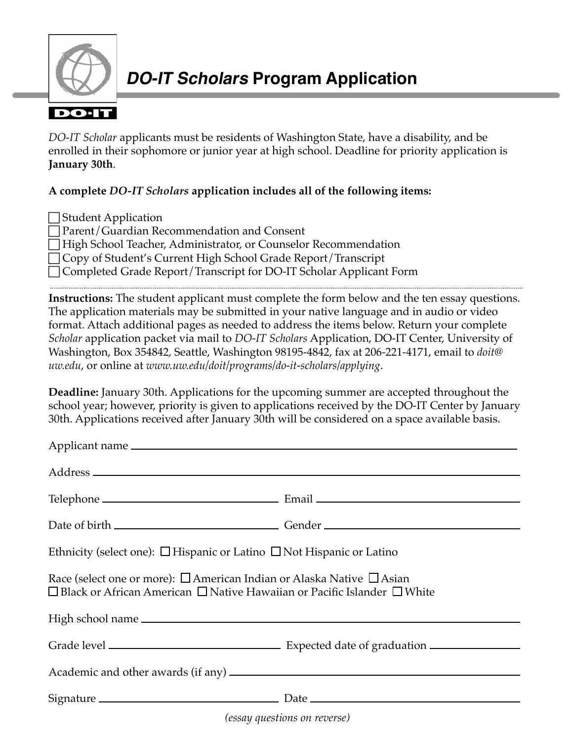# *DO-IT Scholars* Program Application

DO-IT

*DO-IT Scholar* applicants must be residents of Washington State, have a disability, and be enrolled in their sophomore or junior year at high school. Deadline for priority application is **January 30th**.

**A complete *DO-IT Scholars* application includes all of the following items:**

- ☐ Student Application
- ☐ Parent/Guardian Recommendation and Consent
- ☐ High School Teacher, Administrator, or Counselor Recommendation
- ☐ Copy of Student's Current High School Grade Report/Transcript
- ☐ Completed Grade Report/Transcript for DO-IT Scholar Applicant Form

---

**Instructions:** The student applicant must complete the form below and the ten essay questions. The application materials may be submitted in your native language and in audio or video format. Attach additional pages as needed to address the items below. Return your complete *Scholar* application packet via mail to *DO-IT Scholars* Application, DO-IT Center, University of Washington, Box 354842, Seattle, Washington 98195-4842, fax at 206-221-4171, email to *doit@uw.edu*, or online at *www.uw.edu/doit/programs/do-it-scholars/applying*.

**Deadline:** January 30th. Applications for the upcoming summer are accepted throughout the school year; however, priority is given to applications received by the DO-IT Center by January 30th. Applications received after January 30th will be considered on a space available basis.

Applicant name ______________________________

Address ______________________________

Telephone ______________________________ Email ______________________________

Date of birth ______________________________ Gender ______________________________

Ethnicity (select one): ☐ Hispanic or Latino ☐ Not Hispanic or Latino

Race (select one or more): ☐ American Indian or Alaska Native ☐ Asian
☐ Black or African American ☐ Native Hawaiian or Pacific Islander ☐ White

High school name ______________________________

Grade level ______________________________ Expected date of graduation ______________________________

Academic and other awards (if any) ______________________________

Signature ______________________________ Date ______________________________

*(essay questions on reverse)*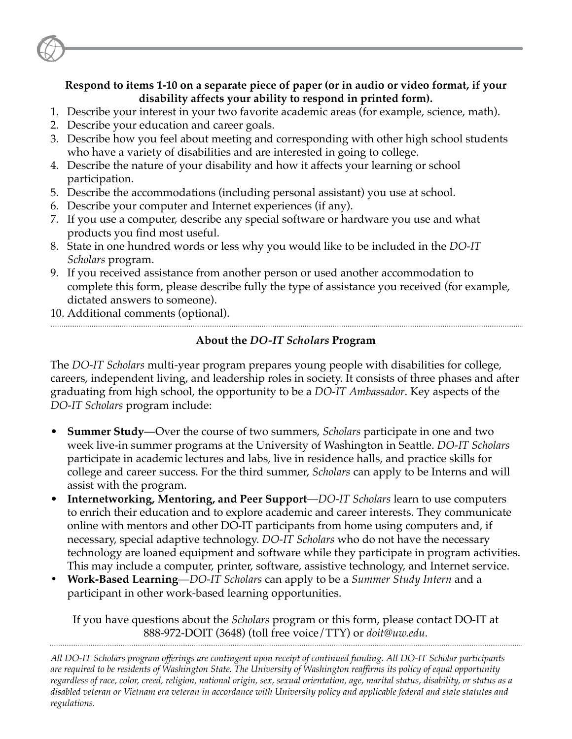**Respond to items 1-10 on a separate piece of paper (or in audio or video format, if your disability affects your ability to respond in printed form).**

1. Describe your interest in your two favorite academic areas (for example, science, math).
2. Describe your education and career goals.
3. Describe how you feel about meeting and corresponding with other high school students who have a variety of disabilities and are interested in going to college.
4. Describe the nature of your disability and how it affects your learning or school participation.
5. Describe the accommodations (including personal assistant) you use at school.
6. Describe your computer and Internet experiences (if any).
7. If you use a computer, describe any special software or hardware you use and what products you find most useful.
8. State in one hundred words or less why you would like to be included in the *DO-IT Scholars* program.
9. If you received assistance from another person or used another accommodation to complete this form, please describe fully the type of assistance you received (for example, dictated answers to someone).
10. Additional comments (optional).

## About the *DO-IT Scholars* Program

The *DO-IT Scholars* multi-year program prepares young people with disabilities for college, careers, independent living, and leadership roles in society. It consists of three phases and after graduating from high school, the opportunity to be a *DO-IT Ambassador*. Key aspects of the *DO-IT Scholars* program include:

- **Summer Study**—Over the course of two summers, *Scholars* participate in one and two week live-in summer programs at the University of Washington in Seattle. *DO-IT Scholars* participate in academic lectures and labs, live in residence halls, and practice skills for college and career success. For the third summer, *Scholars* can apply to be Interns and will assist with the program.
- **Internetworking, Mentoring, and Peer Support**—*DO-IT Scholars* learn to use computers to enrich their education and to explore academic and career interests. They communicate online with mentors and other DO-IT participants from home using computers and, if necessary, special adaptive technology. *DO-IT Scholars* who do not have the necessary technology are loaned equipment and software while they participate in program activities. This may include a computer, printer, software, assistive technology, and Internet service.
- **Work-Based Learning**—*DO-IT Scholars* can apply to be a *Summer Study Intern* and a participant in other work-based learning opportunities.

If you have questions about the *Scholars* program or this form, please contact DO-IT at 888-972-DOIT (3648) (toll free voice/TTY) or *doit@uw.edu*.

*All DO-IT Scholars program offerings are contingent upon receipt of continued funding. All DO-IT Scholar participants are required to be residents of Washington State. The University of Washington reaffirms its policy of equal opportunity regardless of race, color, creed, religion, national origin, sex, sexual orientation, age, marital status, disability, or status as a disabled veteran or Vietnam era veteran in accordance with University policy and applicable federal and state statutes and regulations.*